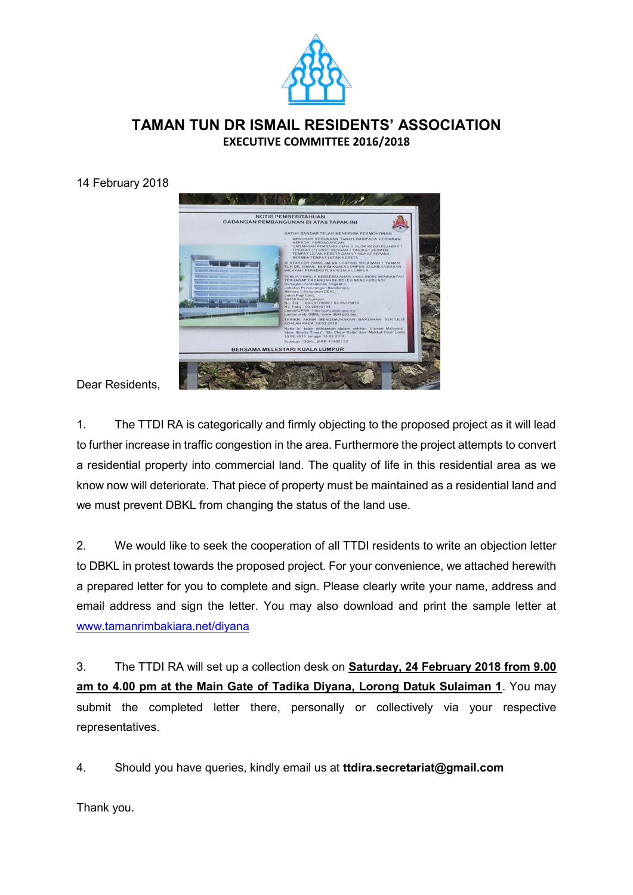# TAMAN TUN DR ISMAIL RESIDENTS' ASSOCIATION

## EXECUTIVE COMMITTEE 2016/2018

14 February 2018

Dear Residents,

1. The TTDI RA is categorically and firmly objecting to the proposed project as it will lead to further increase in traffic congestion in the area. Furthermore the project attempts to convert a residential property into commercial land. The quality of life in this residential area as we know now will deteriorate. That piece of property must be maintained as a residential land and we must prevent DBKL from changing the status of the land use.

2. We would like to seek the cooperation of all TTDI residents to write an objection letter to DBKL in protest towards the proposed project. For your convenience, we attached herewith a prepared letter for you to complete and sign. Please clearly write your name, address and email address and sign the letter. You may also download and print the sample letter at www.tamanrimbakiara.net/diyana

3. The TTDI RA will set up a collection desk on **Saturday, 24 February 2018 from 9.00 am to 4.00 pm at the Main Gate of Tadika Diyana, Lorong Datuk Sulaiman 1**. You may submit the completed letter there, personally or collectively via your respective representatives.

4. Should you have queries, kindly email us at **ttdira.secretariat@gmail.com**

Thank you.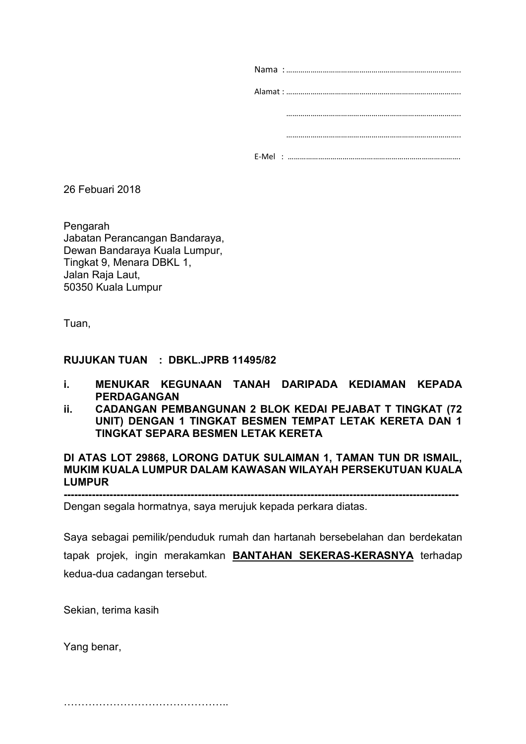Nama : ………………………………………………………………………….

Alamat : ………………………………………………………………………….

………………………………………………………………………….

………………………………………………………………………….

E-Mel : ………………………………………………………………………….

26 Febuari 2018

Pengarah
Jabatan Perancangan Bandaraya,
Dewan Bandaraya Kuala Lumpur,
Tingkat 9, Menara DBKL 1,
Jalan Raja Laut,
50350 Kuala Lumpur

Tuan,

**RUJUKAN TUAN : DBKL.JPRB 11495/82**

**i. MENUKAR KEGUNAAN TANAH DARIPADA KEDIAMAN KEPADA PERDAGANGAN**
**ii. CADANGAN PEMBANGUNAN 2 BLOK KEDAI PEJABAT T TINGKAT (72 UNIT) DENGAN 1 TINGKAT BESMEN TEMPAT LETAK KERETA DAN 1 TINGKAT SEPARA BESMEN LETAK KERETA**

**DI ATAS LOT 29868, LORONG DATUK SULAIMAN 1, TAMAN TUN DR ISMAIL, MUKIM KUALA LUMPUR DALAM KAWASAN WILAYAH PERSEKUTUAN KUALA LUMPUR**

---

Dengan segala hormatnya, saya merujuk kepada perkara diatas.

Saya sebagai pemilik/penduduk rumah dan hartanah bersebelahan dan berdekatan tapak projek, ingin merakamkan **<u>BANTAHAN SEKERAS-KERASNYA</u>** terhadap kedua-dua cadangan tersebut.

Sekian, terima kasih

Yang benar,

………………………………………..